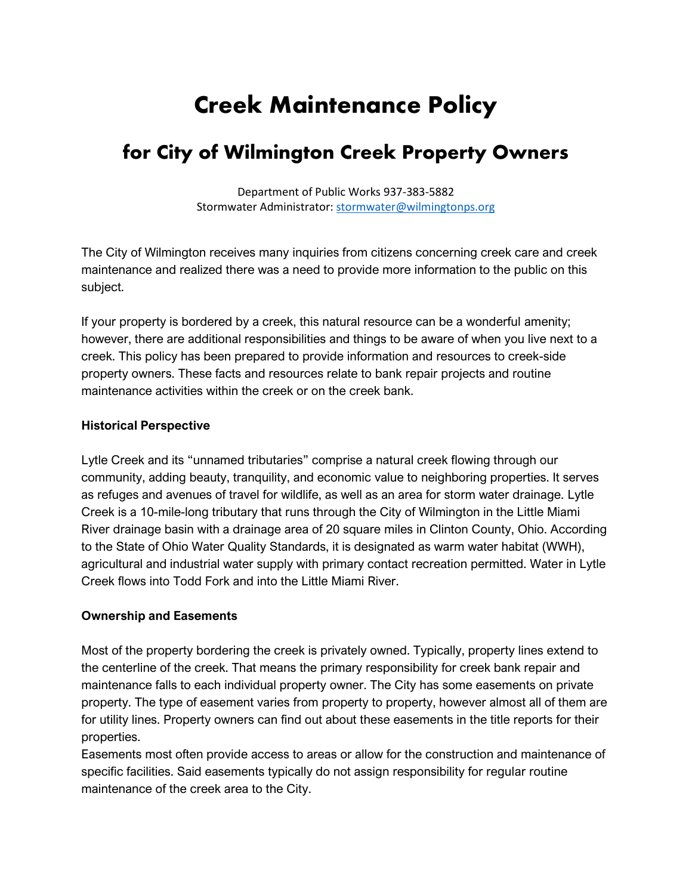# Creek Maintenance Policy

## for City of Wilmington Creek Property Owners

Department of Public Works 937-383-5882
Stormwater Administrator: stormwater@wilmingtonps.org

The City of Wilmington receives many inquiries from citizens concerning creek care and creek maintenance and realized there was a need to provide more information to the public on this subject.

If your property is bordered by a creek, this natural resource can be a wonderful amenity; however, there are additional responsibilities and things to be aware of when you live next to a creek. This policy has been prepared to provide information and resources to creek-side property owners. These facts and resources relate to bank repair projects and routine maintenance activities within the creek or on the creek bank.

**Historical Perspective**

Lytle Creek and its "unnamed tributaries" comprise a natural creek flowing through our community, adding beauty, tranquility, and economic value to neighboring properties. It serves as refuges and avenues of travel for wildlife, as well as an area for storm water drainage. Lytle Creek is a 10-mile-long tributary that runs through the City of Wilmington in the Little Miami River drainage basin with a drainage area of 20 square miles in Clinton County, Ohio. According to the State of Ohio Water Quality Standards, it is designated as warm water habitat (WWH), agricultural and industrial water supply with primary contact recreation permitted. Water in Lytle Creek flows into Todd Fork and into the Little Miami River.

**Ownership and Easements**

Most of the property bordering the creek is privately owned. Typically, property lines extend to the centerline of the creek. That means the primary responsibility for creek bank repair and maintenance falls to each individual property owner. The City has some easements on private property. The type of easement varies from property to property, however almost all of them are for utility lines. Property owners can find out about these easements in the title reports for their properties.
Easements most often provide access to areas or allow for the construction and maintenance of specific facilities. Said easements typically do not assign responsibility for regular routine maintenance of the creek area to the City.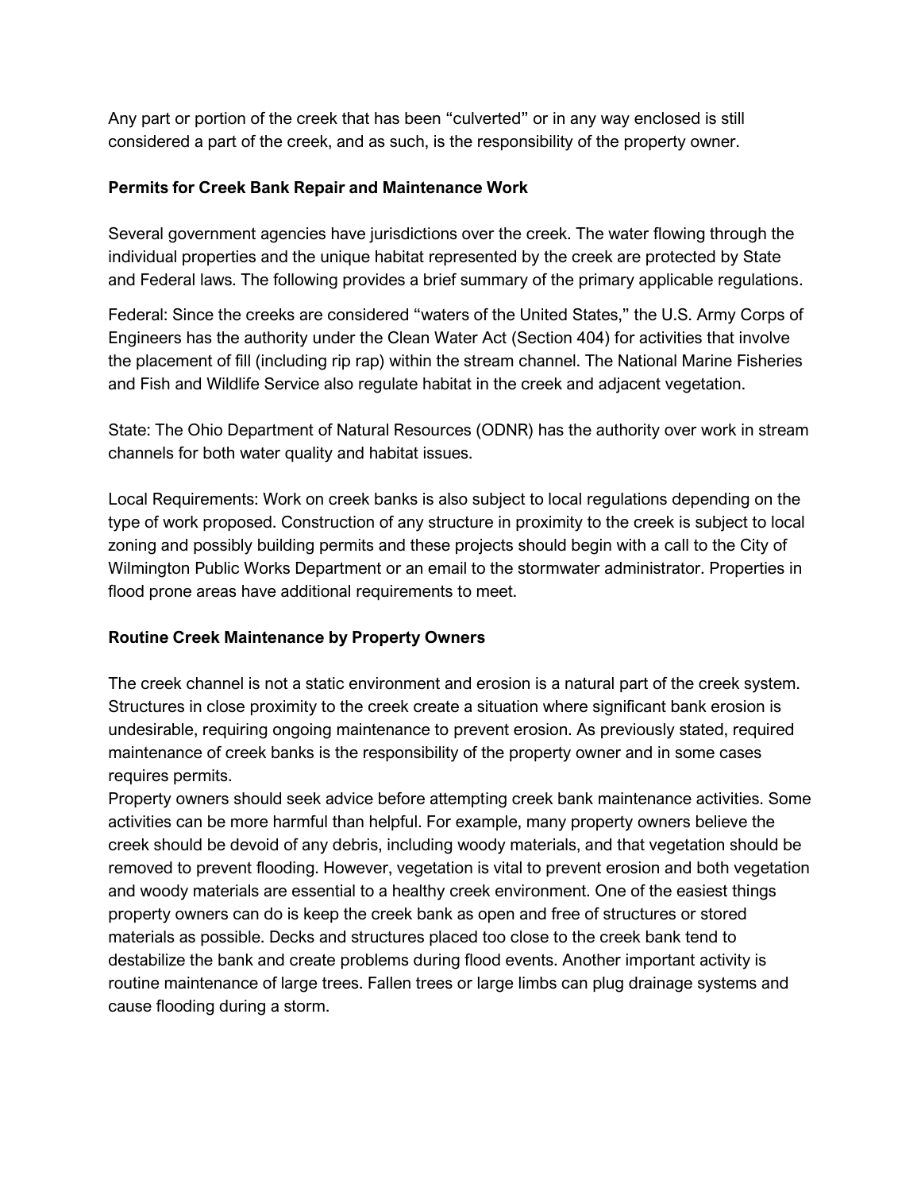Any part or portion of the creek that has been "culverted" or in any way enclosed is still considered a part of the creek, and as such, is the responsibility of the property owner.

**Permits for Creek Bank Repair and Maintenance Work**

Several government agencies have jurisdictions over the creek. The water flowing through the individual properties and the unique habitat represented by the creek are protected by State and Federal laws. The following provides a brief summary of the primary applicable regulations.

Federal: Since the creeks are considered "waters of the United States," the U.S. Army Corps of Engineers has the authority under the Clean Water Act (Section 404) for activities that involve the placement of fill (including rip rap) within the stream channel. The National Marine Fisheries and Fish and Wildlife Service also regulate habitat in the creek and adjacent vegetation.

State: The Ohio Department of Natural Resources (ODNR) has the authority over work in stream channels for both water quality and habitat issues.

Local Requirements: Work on creek banks is also subject to local regulations depending on the type of work proposed. Construction of any structure in proximity to the creek is subject to local zoning and possibly building permits and these projects should begin with a call to the City of Wilmington Public Works Department or an email to the stormwater administrator. Properties in flood prone areas have additional requirements to meet.

**Routine Creek Maintenance by Property Owners**

The creek channel is not a static environment and erosion is a natural part of the creek system. Structures in close proximity to the creek create a situation where significant bank erosion is undesirable, requiring ongoing maintenance to prevent erosion. As previously stated, required maintenance of creek banks is the responsibility of the property owner and in some cases requires permits.

Property owners should seek advice before attempting creek bank maintenance activities. Some activities can be more harmful than helpful. For example, many property owners believe the creek should be devoid of any debris, including woody materials, and that vegetation should be removed to prevent flooding. However, vegetation is vital to prevent erosion and both vegetation and woody materials are essential to a healthy creek environment. One of the easiest things property owners can do is keep the creek bank as open and free of structures or stored materials as possible. Decks and structures placed too close to the creek bank tend to destabilize the bank and create problems during flood events. Another important activity is routine maintenance of large trees. Fallen trees or large limbs can plug drainage systems and cause flooding during a storm.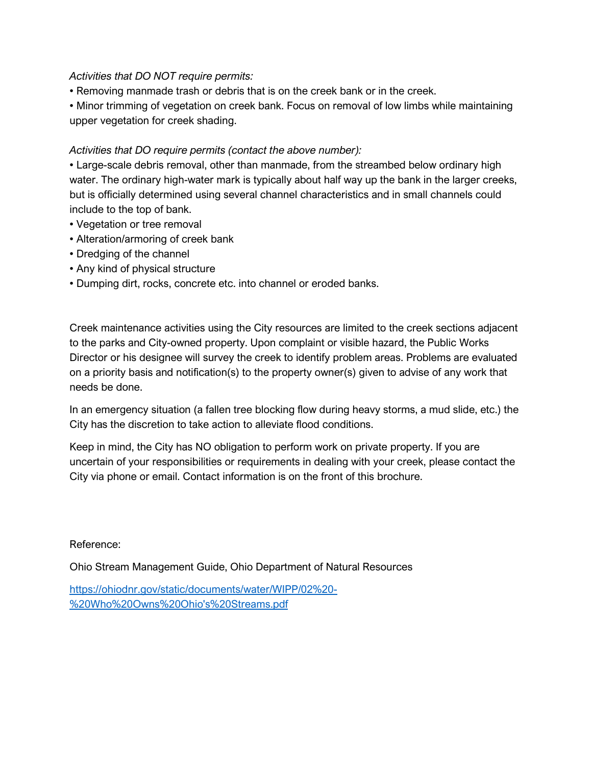*Activities that DO NOT require permits:*

- Removing manmade trash or debris that is on the creek bank or in the creek.
- Minor trimming of vegetation on creek bank. Focus on removal of low limbs while maintaining upper vegetation for creek shading.

*Activities that DO require permits (contact the above number):*

- Large-scale debris removal, other than manmade, from the streambed below ordinary high water. The ordinary high-water mark is typically about half way up the bank in the larger creeks, but is officially determined using several channel characteristics and in small channels could include to the top of bank.
- Vegetation or tree removal
- Alteration/armoring of creek bank
- Dredging of the channel
- Any kind of physical structure
- Dumping dirt, rocks, concrete etc. into channel or eroded banks.

Creek maintenance activities using the City resources are limited to the creek sections adjacent to the parks and City-owned property. Upon complaint or visible hazard, the Public Works Director or his designee will survey the creek to identify problem areas. Problems are evaluated on a priority basis and notification(s) to the property owner(s) given to advise of any work that needs be done.

In an emergency situation (a fallen tree blocking flow during heavy storms, a mud slide, etc.) the City has the discretion to take action to alleviate flood conditions.

Keep in mind, the City has NO obligation to perform work on private property. If you are uncertain of your responsibilities or requirements in dealing with your creek, please contact the City via phone or email. Contact information is on the front of this brochure.

Reference:

Ohio Stream Management Guide, Ohio Department of Natural Resources

[https://ohiodnr.gov/static/documents/water/WIPP/02%20-%20Who%20Owns%20Ohio's%20Streams.pdf](https://ohiodnr.gov/static/documents/water/WIPP/02%20-%20Who%20Owns%20Ohio's%20Streams.pdf)